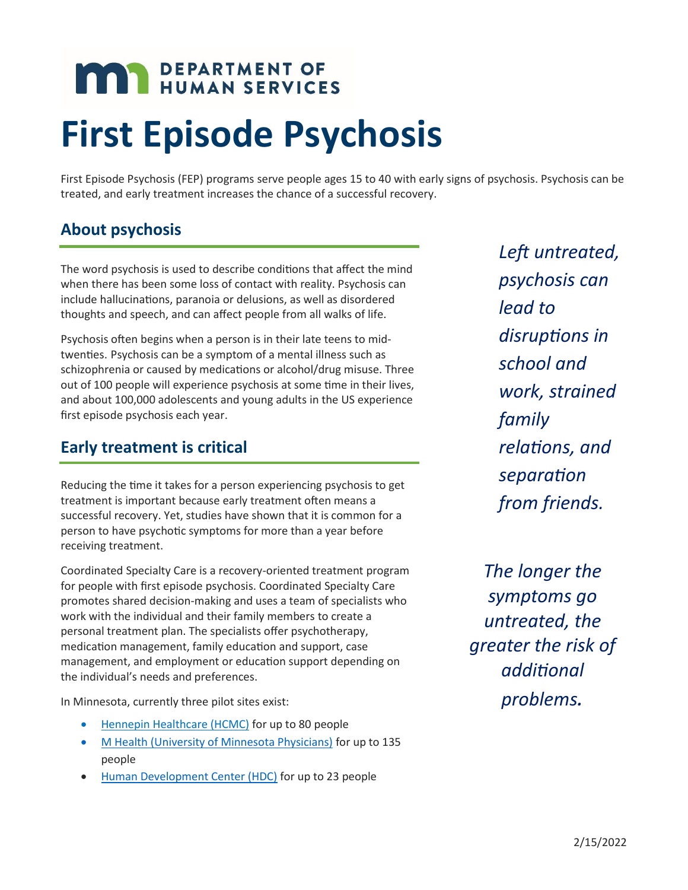**DEPARTMENT OF HUMAN SERVICES**

# First Episode Psychosis

First Episode Psychosis (FEP) programs serve people ages 15 to 40 with early signs of psychosis. Psychosis can be treated, and early treatment increases the chance of a successful recovery.

## About psychosis

The word psychosis is used to describe conditions that affect the mind when there has been some loss of contact with reality. Psychosis can include hallucinations, paranoia or delusions, as well as disordered thoughts and speech, and can affect people from all walks of life.

Psychosis often begins when a person is in their late teens to mid-twenties. Psychosis can be a symptom of a mental illness such as schizophrenia or caused by medications or alcohol/drug misuse. Three out of 100 people will experience psychosis at some time in their lives, and about 100,000 adolescents and young adults in the US experience first episode psychosis each year.

*Left untreated, psychosis can lead to disruptions in school and work, strained family relations, and separation from friends.*

## Early treatment is critical

Reducing the time it takes for a person experiencing psychosis to get treatment is important because early treatment often means a successful recovery. Yet, studies have shown that it is common for a person to have psychotic symptoms for more than a year before receiving treatment.

Coordinated Specialty Care is a recovery-oriented treatment program for people with first episode psychosis. Coordinated Specialty Care promotes shared decision-making and uses a team of specialists who work with the individual and their family members to create a personal treatment plan. The specialists offer psychotherapy, medication management, family education and support, case management, and employment or education support depending on the individual's needs and preferences.

*The longer the symptoms go untreated, the greater the risk of additional problems.*

In Minnesota, currently three pilot sites exist:

- Hennepin Healthcare (HCMC) for up to 80 people
- M Health (University of Minnesota Physicians) for up to 135 people
- Human Development Center (HDC) for up to 23 people

2/15/2022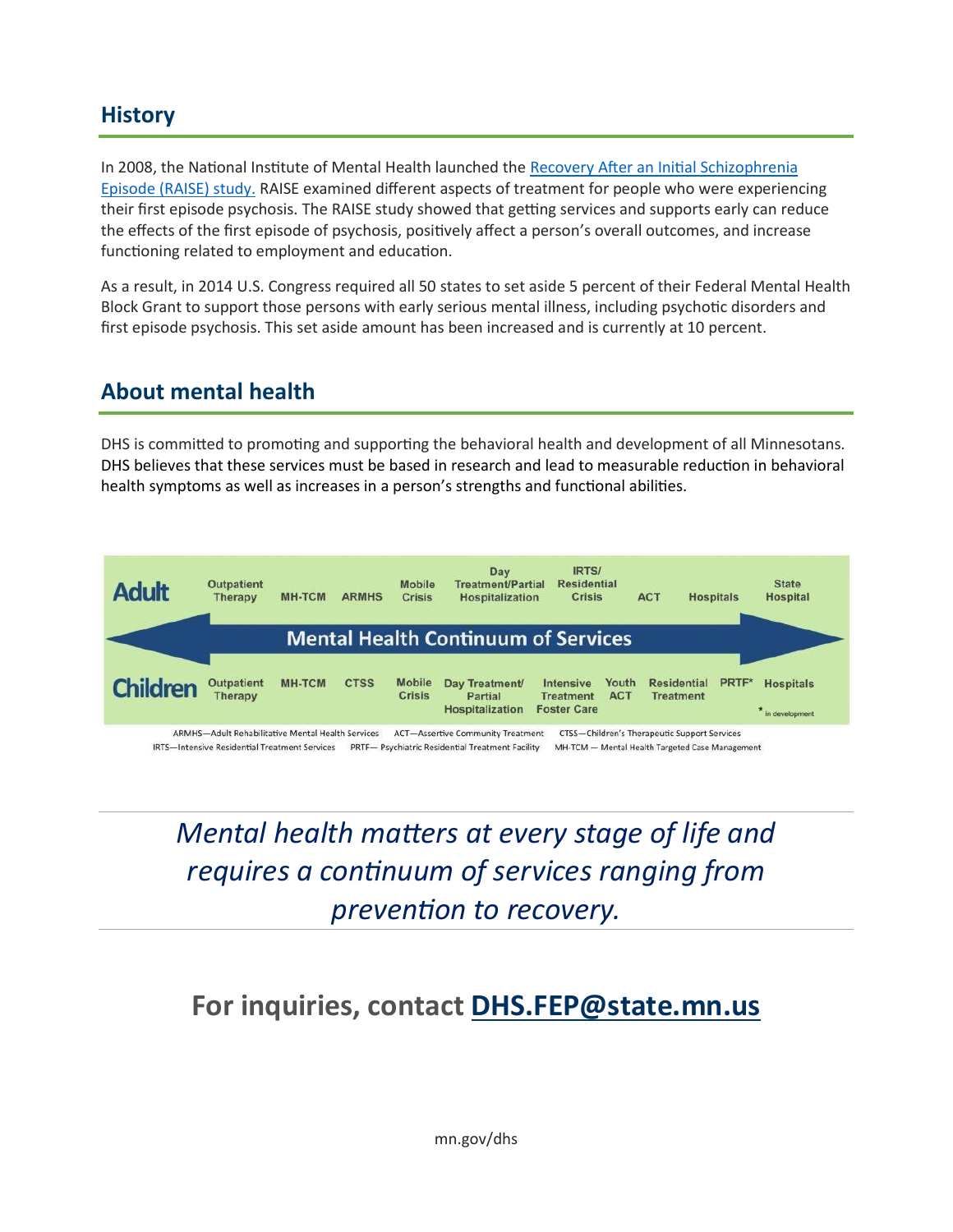## History

In 2008, the National Institute of Mental Health launched the [Recovery After an Initial Schizophrenia Episode (RAISE) study.](#) RAISE examined different aspects of treatment for people who were experiencing their first episode psychosis. The RAISE study showed that getting services and supports early can reduce the effects of the first episode of psychosis, positively affect a person's overall outcomes, and increase functioning related to employment and education.

As a result, in 2014 U.S. Congress required all 50 states to set aside 5 percent of their Federal Mental Health Block Grant to support those persons with early serious mental illness, including psychotic disorders and first episode psychosis. This set aside amount has been increased and is currently at 10 percent.

## About mental health

DHS is committed to promoting and supporting the behavioral health and development of all Minnesotans. DHS believes that these services must be based in research and lead to measurable reduction in behavioral health symptoms as well as increases in a person's strengths and functional abilities.

Adult: Outpatient Therapy, MH-TCM, ARMHS, Mobile Crisis, Day Treatment/Partial Hospitalization, IRTS/Residential Crisis, ACT, Hospitals, State Hospital

Mental Health Continuum of Services

Children: Outpatient Therapy, MH-TCM, CTSS, Mobile Crisis, Day Treatment/Partial Hospitalization, Intensive Treatment Foster Care, Youth ACT, Residential Treatment, PRTF*, Hospitals

\* in development

ARMHS—Adult Rehabilitative Mental Health Services ACT—Assertive Community Treatment CTSS—Children's Therapeutic Support Services
IRTS—Intensive Residential Treatment Services PRTF— Psychiatric Residential Treatment Facility MH-TCM — Mental Health Targeted Case Management

*Mental health matters at every stage of life and requires a continuum of services ranging from prevention to recovery.*

## For inquiries, contact [DHS.FEP@state.mn.us](mailto:DHS.FEP@state.mn.us)

mn.gov/dhs